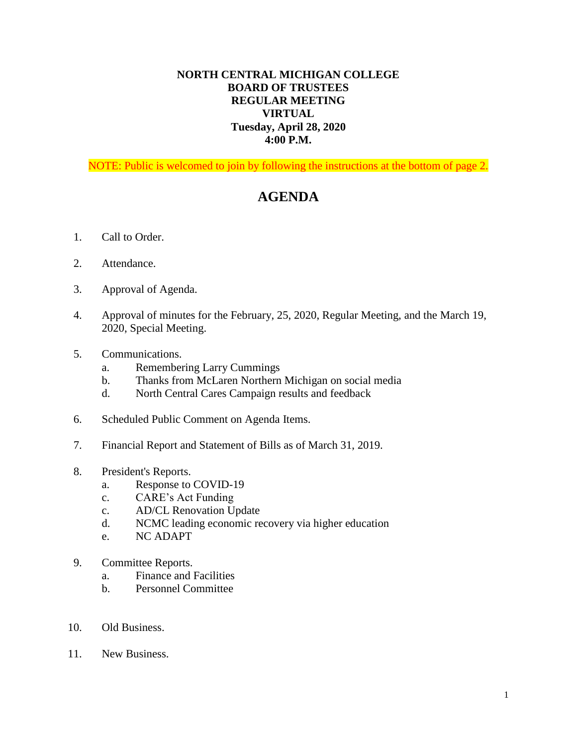**NORTH CENTRAL MICHIGAN COLLEGE**
**BOARD OF TRUSTEES**
**REGULAR MEETING**
**VIRTUAL**
**Tuesday, April 28, 2020**
**4:00 P.M.**

NOTE: Public is welcomed to join by following the instructions at the bottom of page 2.

# AGENDA

1. Call to Order.

2. Attendance.

3. Approval of Agenda.

4. Approval of minutes for the February, 25, 2020, Regular Meeting, and the March 19, 2020, Special Meeting.

5. Communications.
   a. Remembering Larry Cummings
   b. Thanks from McLaren Northern Michigan on social media
   d. North Central Cares Campaign results and feedback

6. Scheduled Public Comment on Agenda Items.

7. Financial Report and Statement of Bills as of March 31, 2019.

8. President's Reports.
   a. Response to COVID-19
   c. CARE's Act Funding
   c. AD/CL Renovation Update
   d. NCMC leading economic recovery via higher education
   e. NC ADAPT

9. Committee Reports.
   a. Finance and Facilities
   b. Personnel Committee

10. Old Business.

11. New Business.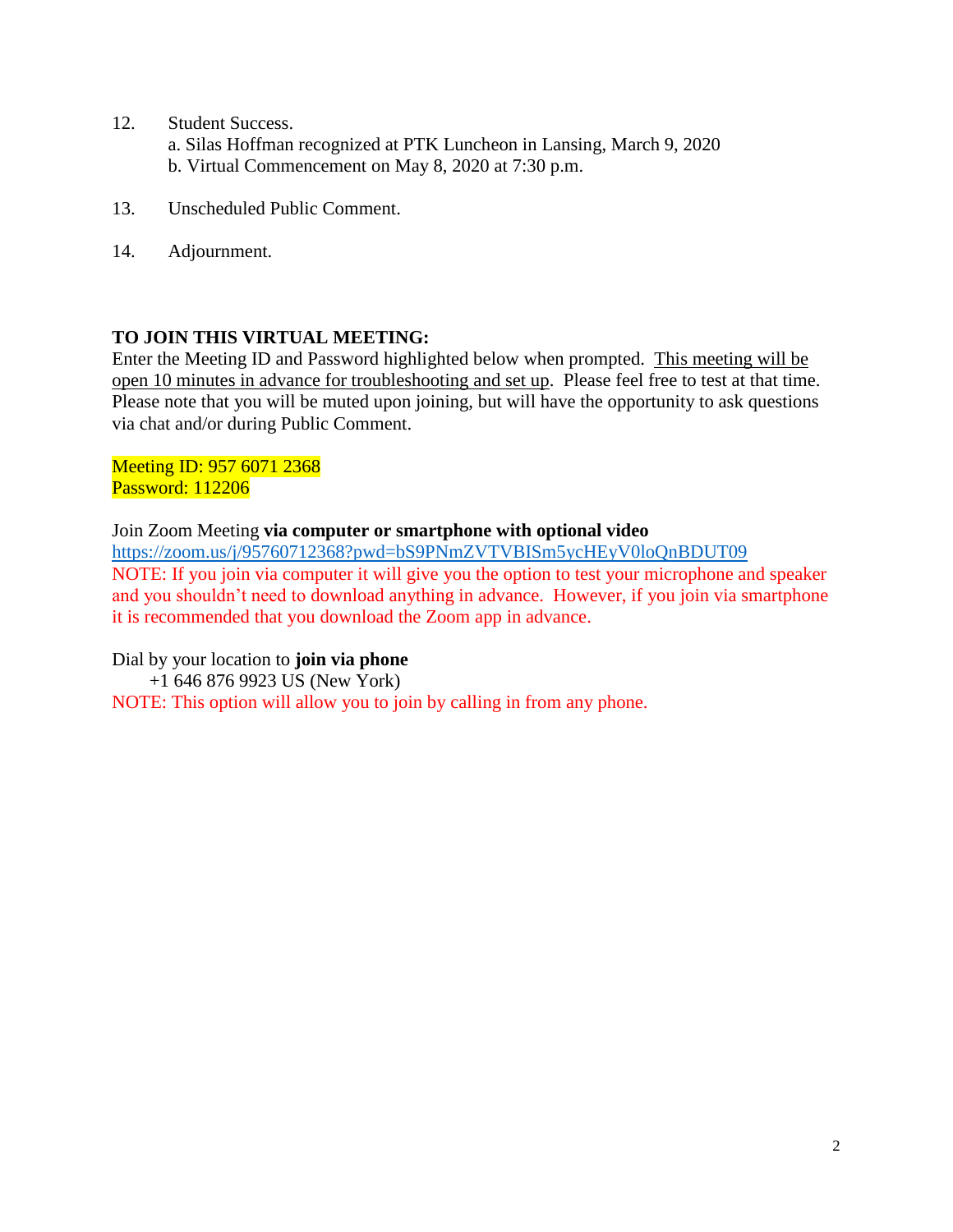12. Student Success.
    a. Silas Hoffman recognized at PTK Luncheon in Lansing, March 9, 2020
    b. Virtual Commencement on May 8, 2020 at 7:30 p.m.

13. Unscheduled Public Comment.

14. Adjournment.

**TO JOIN THIS VIRTUAL MEETING:**

Enter the Meeting ID and Password highlighted below when prompted. This meeting will be open 10 minutes in advance for troubleshooting and set up. Please feel free to test at that time. Please note that you will be muted upon joining, but will have the opportunity to ask questions via chat and/or during Public Comment.

Meeting ID: 957 6071 2368
Password: 112206

Join Zoom Meeting **via computer or smartphone with optional video**
https://zoom.us/j/95760712368?pwd=bS9PNmZVTVBISm5ycHEyV0loQnBDUT09
NOTE: If you join via computer it will give you the option to test your microphone and speaker and you shouldn't need to download anything in advance. However, if you join via smartphone it is recommended that you download the Zoom app in advance.

Dial by your location to **join via phone**
+1 646 876 9923 US (New York)
NOTE: This option will allow you to join by calling in from any phone.